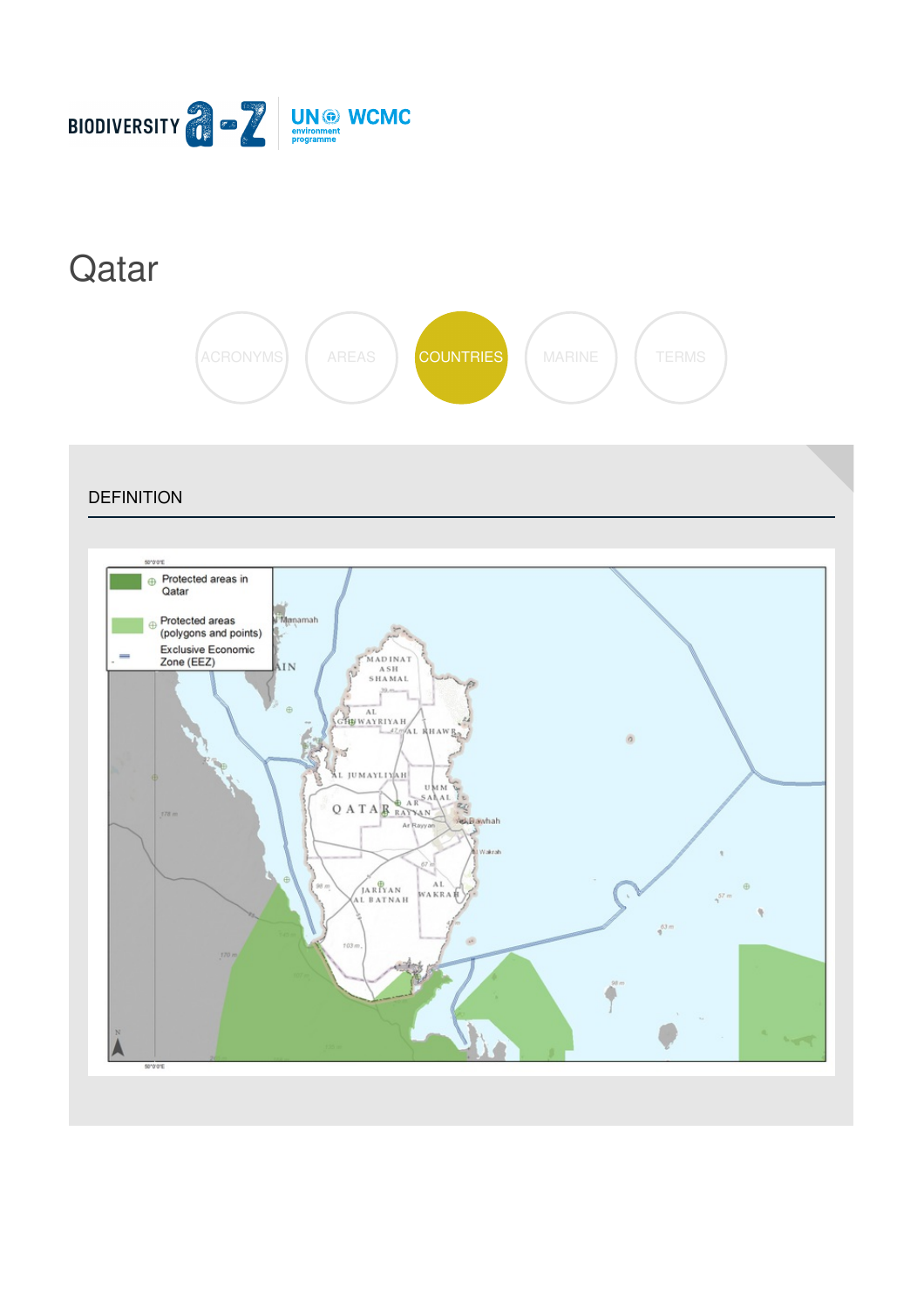# Qatar

ACRONYMS AREAS COUNTRIES MARINE TERMS

## DEFINITION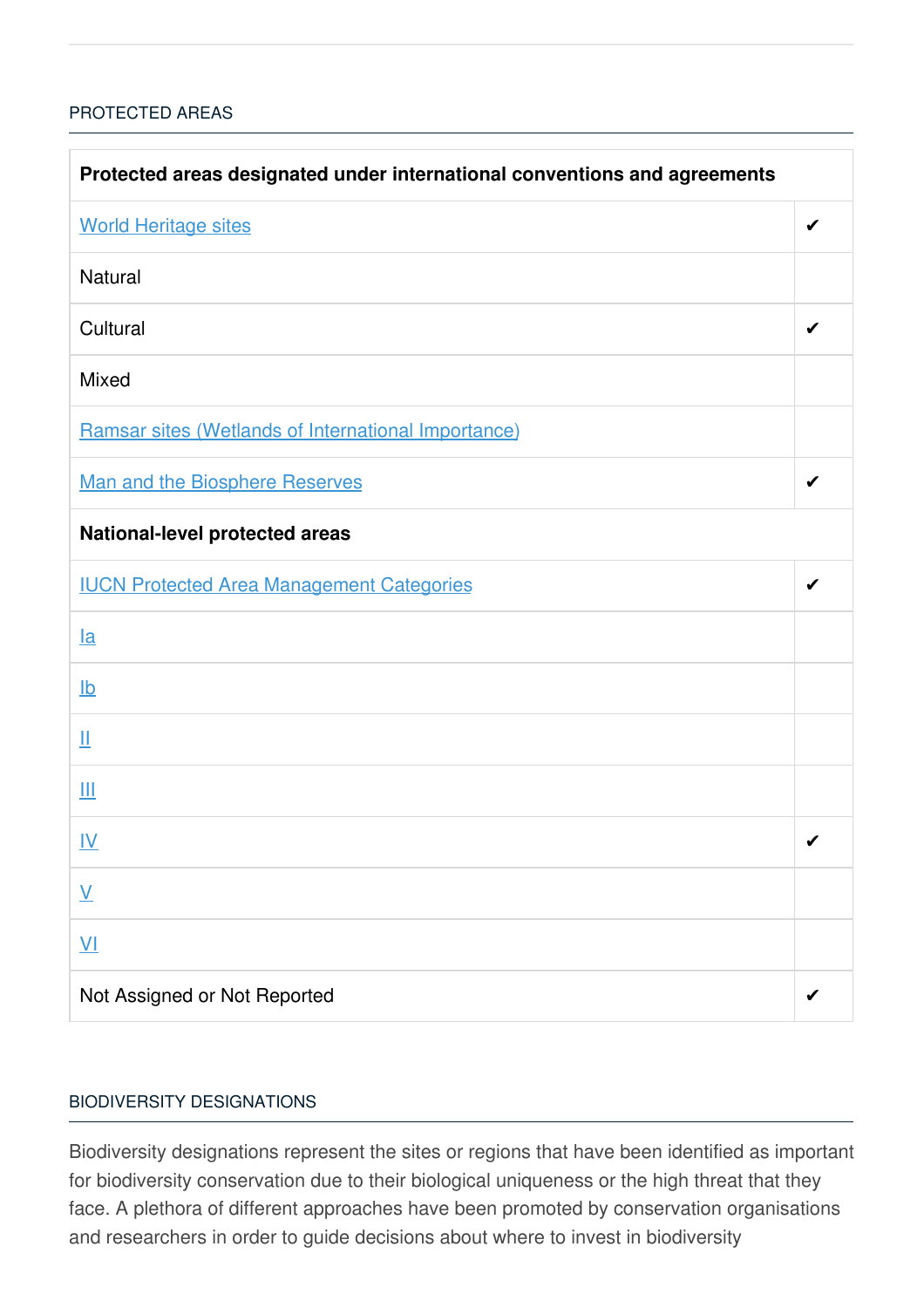## PROTECTED AREAS

| Protected areas designated under international conventions and agreements | |
|---|---|
| World Heritage sites | ✔ |
| Natural | |
| Cultural | ✔ |
| Mixed | |
| Ramsar sites (Wetlands of International Importance) | |
| Man and the Biosphere Reserves | ✔ |
| **National-level protected areas** | |
| IUCN Protected Area Management Categories | ✔ |
| Ia | |
| Ib | |
| II | |
| III | |
| IV | ✔ |
| V | |
| VI | |
| Not Assigned or Not Reported | ✔ |

## BIODIVERSITY DESIGNATIONS

Biodiversity designations represent the sites or regions that have been identified as important for biodiversity conservation due to their biological uniqueness or the high threat that they face. A plethora of different approaches have been promoted by conservation organisations and researchers in order to guide decisions about where to invest in biodiversity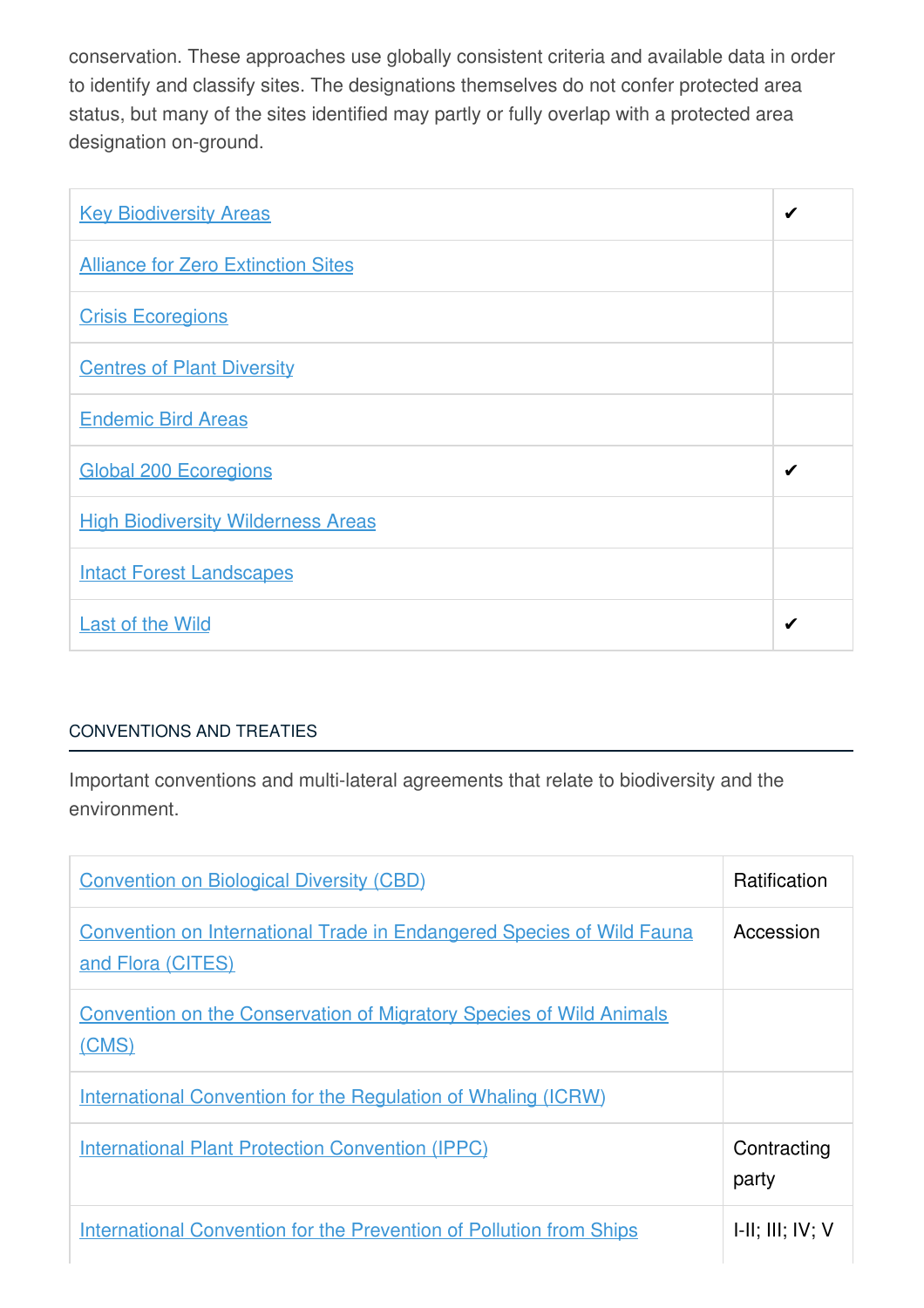conservation. These approaches use globally consistent criteria and available data in order to identify and classify sites. The designations themselves do not confer protected area status, but many of the sites identified may partly or fully overlap with a protected area designation on-ground.

| | |
|---|---|
| Key Biodiversity Areas | ✔ |
| Alliance for Zero Extinction Sites | |
| Crisis Ecoregions | |
| Centres of Plant Diversity | |
| Endemic Bird Areas | |
| Global 200 Ecoregions | ✔ |
| High Biodiversity Wilderness Areas | |
| Intact Forest Landscapes | |
| Last of the Wild | ✔ |

## CONVENTIONS AND TREATIES

Important conventions and multi-lateral agreements that relate to biodiversity and the environment.

| | |
|---|---|
| Convention on Biological Diversity (CBD) | Ratification |
| Convention on International Trade in Endangered Species of Wild Fauna and Flora (CITES) | Accession |
| Convention on the Conservation of Migratory Species of Wild Animals (CMS) | |
| International Convention for the Regulation of Whaling (ICRW) | |
| International Plant Protection Convention (IPPC) | Contracting party |
| International Convention for the Prevention of Pollution from Ships | I-II; III; IV; V |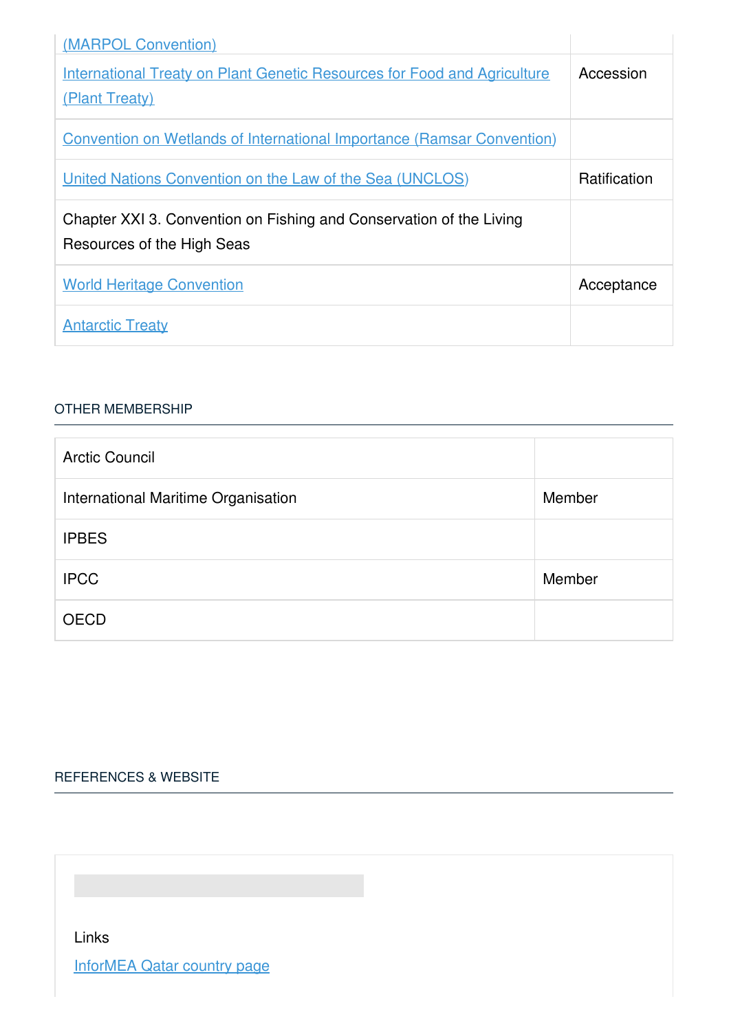| | |
|---|---|
| (MARPOL Convention) | |
| International Treaty on Plant Genetic Resources for Food and Agriculture (Plant Treaty) | Accession |
| Convention on Wetlands of International Importance (Ramsar Convention) | |
| United Nations Convention on the Law of the Sea (UNCLOS) | Ratification |
| Chapter XXI 3. Convention on Fishing and Conservation of the Living Resources of the High Seas | |
| World Heritage Convention | Acceptance |
| Antarctic Treaty | |

## OTHER MEMBERSHIP

| | |
|---|---|
| Arctic Council | |
| International Maritime Organisation | Member |
| IPBES | |
| IPCC | Member |
| OECD | |

## REFERENCES & WEBSITE

Links

InforMEA Qatar country page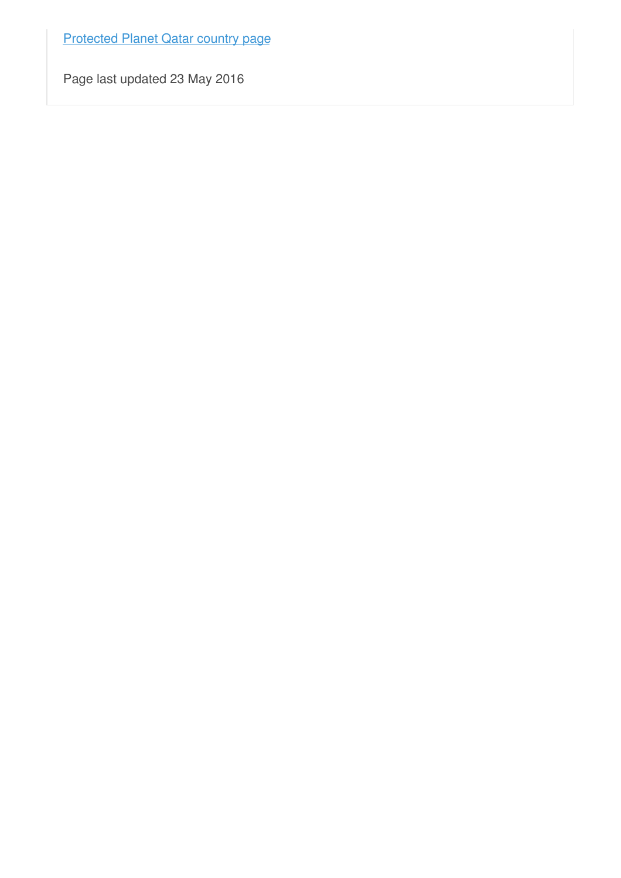[Protected Planet Qatar country page]

Page last updated 23 May 2016